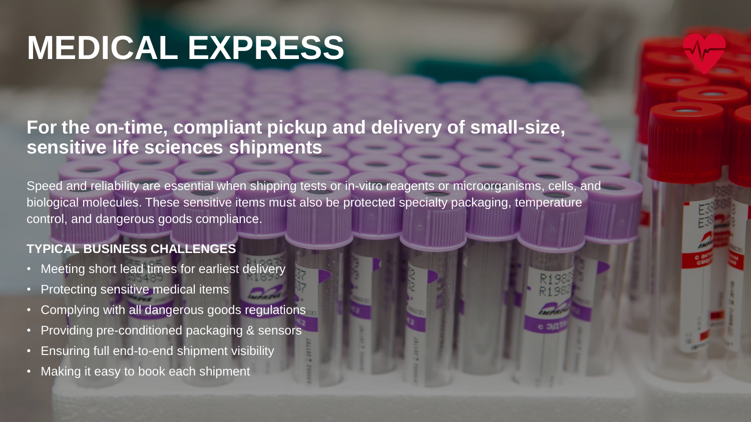# MEDICAL EXPRESS

## For the on-time, compliant pickup and delivery of small-size, sensitive life sciences shipments

Speed and reliability are essential when shipping tests or in-vitro reagents or microorganisms, cells, and biological molecules. These sensitive items must also be protected specialty packaging, temperature control, and dangerous goods compliance.

### TYPICAL BUSINESS CHALLENGES

- Meeting short lead times for earliest delivery
- Protecting sensitive medical items
- Complying with all dangerous goods regulations
- Providing pre-conditioned packaging & sensors
- Ensuring full end-to-end shipment visibility
- Making it easy to book each shipment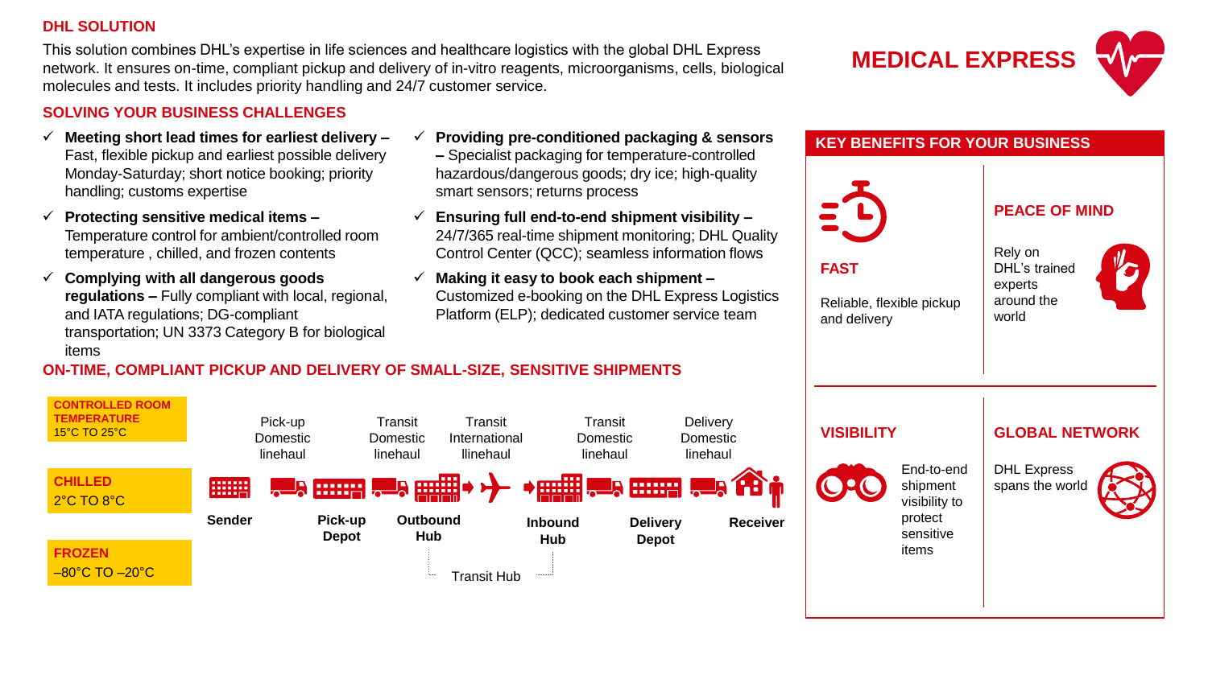## DHL SOLUTION

This solution combines DHL's expertise in life sciences and healthcare logistics with the global DHL Express network. It ensures on-time, compliant pickup and delivery of in-vitro reagents, microorganisms, cells, biological molecules and tests. It includes priority handling and 24/7 customer service.

# MEDICAL EXPRESS

## SOLVING YOUR BUSINESS CHALLENGES

- ✓ **Meeting short lead times for earliest delivery –** Fast, flexible pickup and earliest possible delivery Monday-Saturday; short notice booking; priority handling; customs expertise
- ✓ **Protecting sensitive medical items –** Temperature control for ambient/controlled room temperature , chilled, and frozen contents
- ✓ **Complying with all dangerous goods regulations –** Fully compliant with local, regional, and IATA regulations; DG-compliant transportation; UN 3373 Category B for biological items
- ✓ **Providing pre-conditioned packaging & sensors –** Specialist packaging for temperature-controlled hazardous/dangerous goods; dry ice; high-quality smart sensors; returns process
- ✓ **Ensuring full end-to-end shipment visibility –** 24/7/365 real-time shipment monitoring; DHL Quality Control Center (QCC); seamless information flows
- ✓ **Making it easy to book each shipment –** Customized e-booking on the DHL Express Logistics Platform (ELP); dedicated customer service team

## ON-TIME, COMPLIANT PICKUP AND DELIVERY OF SMALL-SIZE, SENSITIVE SHIPMENTS

**CONTROLLED ROOM TEMPERATURE**
15°C TO 25°C

**CHILLED**
2°C TO 8°C

**FROZEN**
–80°C TO –20°C

Pick-up Domestic linehaul

Transit Domestic linehaul

Transit International llinehaul

Transit Domestic linehaul

Delivery Domestic linehaul

**Sender**

**Pick-up Depot**

**Outbound Hub**

**Inbound Hub**

**Delivery Depot**

**Receiver**

Transit Hub

## KEY BENEFITS FOR YOUR BUSINESS

**FAST**

Reliable, flexible pickup and delivery

**PEACE OF MIND**

Rely on DHL's trained experts around the world

**VISIBILITY**

End-to-end shipment visibility to protect sensitive items

**GLOBAL NETWORK**

DHL Express spans the world